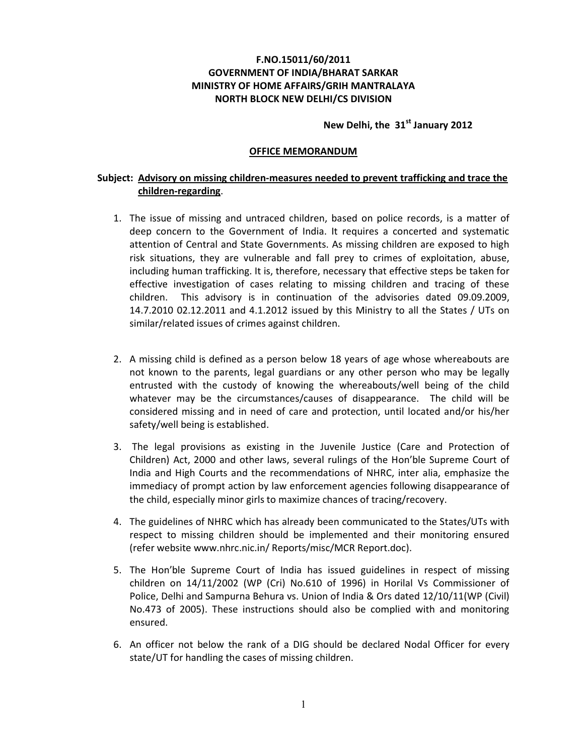**F.NO.15011/60/2011**
**GOVERNMENT OF INDIA/BHARAT SARKAR**
**MINISTRY OF HOME AFFAIRS/GRIH MANTRALAYA**
**NORTH BLOCK NEW DELHI/CS DIVISION**

**New Delhi, the 31st January 2012**

## OFFICE MEMORANDUM

**Subject: Advisory on missing children-measures needed to prevent trafficking and trace the children-regarding.**

1. The issue of missing and untraced children, based on police records, is a matter of deep concern to the Government of India. It requires a concerted and systematic attention of Central and State Governments. As missing children are exposed to high risk situations, they are vulnerable and fall prey to crimes of exploitation, abuse, including human trafficking. It is, therefore, necessary that effective steps be taken for effective investigation of cases relating to missing children and tracing of these children. This advisory is in continuation of the advisories dated 09.09.2009, 14.7.2010 02.12.2011 and 4.1.2012 issued by this Ministry to all the States / UTs on similar/related issues of crimes against children.

2. A missing child is defined as a person below 18 years of age whose whereabouts are not known to the parents, legal guardians or any other person who may be legally entrusted with the custody of knowing the whereabouts/well being of the child whatever may be the circumstances/causes of disappearance. The child will be considered missing and in need of care and protection, until located and/or his/her safety/well being is established.

3. The legal provisions as existing in the Juvenile Justice (Care and Protection of Children) Act, 2000 and other laws, several rulings of the Hon'ble Supreme Court of India and High Courts and the recommendations of NHRC, inter alia, emphasize the immediacy of prompt action by law enforcement agencies following disappearance of the child, especially minor girls to maximize chances of tracing/recovery.

4. The guidelines of NHRC which has already been communicated to the States/UTs with respect to missing children should be implemented and their monitoring ensured (refer website www.nhrc.nic.in/ Reports/misc/MCR Report.doc).

5. The Hon'ble Supreme Court of India has issued guidelines in respect of missing children on 14/11/2002 (WP (Cri) No.610 of 1996) in Horilal Vs Commissioner of Police, Delhi and Sampurna Behura vs. Union of India & Ors dated 12/10/11(WP (Civil) No.473 of 2005). These instructions should also be complied with and monitoring ensured.

6. An officer not below the rank of a DIG should be declared Nodal Officer for every state/UT for handling the cases of missing children.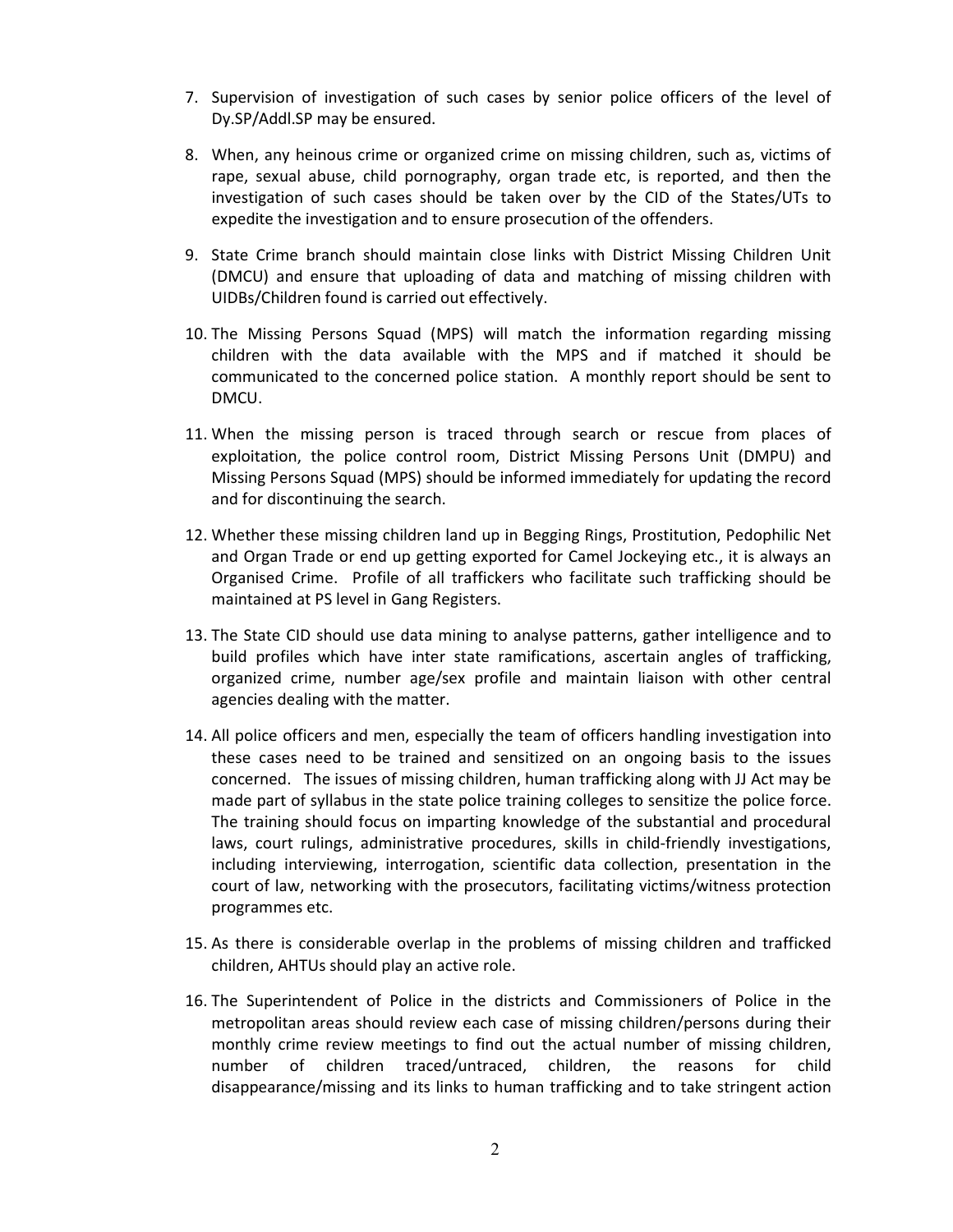7. Supervision of investigation of such cases by senior police officers of the level of Dy.SP/Addl.SP may be ensured.

8. When, any heinous crime or organized crime on missing children, such as, victims of rape, sexual abuse, child pornography, organ trade etc, is reported, and then the investigation of such cases should be taken over by the CID of the States/UTs to expedite the investigation and to ensure prosecution of the offenders.

9. State Crime branch should maintain close links with District Missing Children Unit (DMCU) and ensure that uploading of data and matching of missing children with UIDBs/Children found is carried out effectively.

10. The Missing Persons Squad (MPS) will match the information regarding missing children with the data available with the MPS and if matched it should be communicated to the concerned police station. A monthly report should be sent to DMCU.

11. When the missing person is traced through search or rescue from places of exploitation, the police control room, District Missing Persons Unit (DMPU) and Missing Persons Squad (MPS) should be informed immediately for updating the record and for discontinuing the search.

12. Whether these missing children land up in Begging Rings, Prostitution, Pedophilic Net and Organ Trade or end up getting exported for Camel Jockeying etc., it is always an Organised Crime. Profile of all traffickers who facilitate such trafficking should be maintained at PS level in Gang Registers.

13. The State CID should use data mining to analyse patterns, gather intelligence and to build profiles which have inter state ramifications, ascertain angles of trafficking, organized crime, number age/sex profile and maintain liaison with other central agencies dealing with the matter.

14. All police officers and men, especially the team of officers handling investigation into these cases need to be trained and sensitized on an ongoing basis to the issues concerned. The issues of missing children, human trafficking along with JJ Act may be made part of syllabus in the state police training colleges to sensitize the police force. The training should focus on imparting knowledge of the substantial and procedural laws, court rulings, administrative procedures, skills in child-friendly investigations, including interviewing, interrogation, scientific data collection, presentation in the court of law, networking with the prosecutors, facilitating victims/witness protection programmes etc.

15. As there is considerable overlap in the problems of missing children and trafficked children, AHTUs should play an active role.

16. The Superintendent of Police in the districts and Commissioners of Police in the metropolitan areas should review each case of missing children/persons during their monthly crime review meetings to find out the actual number of missing children, number of children traced/untraced, children, the reasons for child disappearance/missing and its links to human trafficking and to take stringent action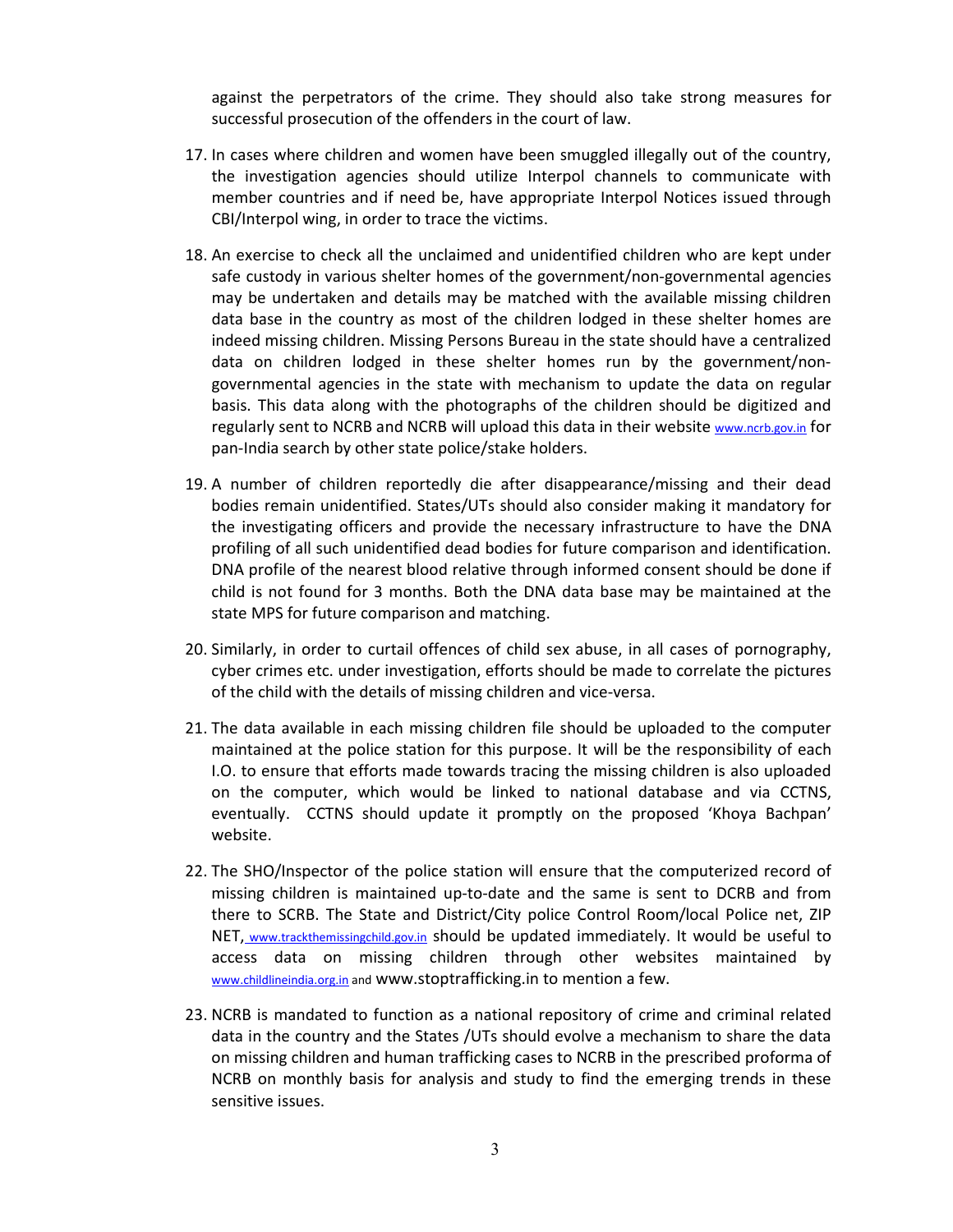against the perpetrators of the crime. They should also take strong measures for successful prosecution of the offenders in the court of law.

17. In cases where children and women have been smuggled illegally out of the country, the investigation agencies should utilize Interpol channels to communicate with member countries and if need be, have appropriate Interpol Notices issued through CBI/Interpol wing, in order to trace the victims.

18. An exercise to check all the unclaimed and unidentified children who are kept under safe custody in various shelter homes of the government/non-governmental agencies may be undertaken and details may be matched with the available missing children data base in the country as most of the children lodged in these shelter homes are indeed missing children. Missing Persons Bureau in the state should have a centralized data on children lodged in these shelter homes run by the government/non-governmental agencies in the state with mechanism to update the data on regular basis. This data along with the photographs of the children should be digitized and regularly sent to NCRB and NCRB will upload this data in their website www.ncrb.gov.in for pan-India search by other state police/stake holders.

19. A number of children reportedly die after disappearance/missing and their dead bodies remain unidentified. States/UTs should also consider making it mandatory for the investigating officers and provide the necessary infrastructure to have the DNA profiling of all such unidentified dead bodies for future comparison and identification. DNA profile of the nearest blood relative through informed consent should be done if child is not found for 3 months. Both the DNA data base may be maintained at the state MPS for future comparison and matching.

20. Similarly, in order to curtail offences of child sex abuse, in all cases of pornography, cyber crimes etc. under investigation, efforts should be made to correlate the pictures of the child with the details of missing children and vice-versa.

21. The data available in each missing children file should be uploaded to the computer maintained at the police station for this purpose. It will be the responsibility of each I.O. to ensure that efforts made towards tracing the missing children is also uploaded on the computer, which would be linked to national database and via CCTNS, eventually. CCTNS should update it promptly on the proposed 'Khoya Bachpan' website.

22. The SHO/Inspector of the police station will ensure that the computerized record of missing children is maintained up-to-date and the same is sent to DCRB and from there to SCRB. The State and District/City police Control Room/local Police net, ZIP NET, www.trackthemissingchild.gov.in should be updated immediately. It would be useful to access data on missing children through other websites maintained by www.childlineindia.org.in and www.stoptrafficking.in to mention a few.

23. NCRB is mandated to function as a national repository of crime and criminal related data in the country and the States /UTs should evolve a mechanism to share the data on missing children and human trafficking cases to NCRB in the prescribed proforma of NCRB on monthly basis for analysis and study to find the emerging trends in these sensitive issues.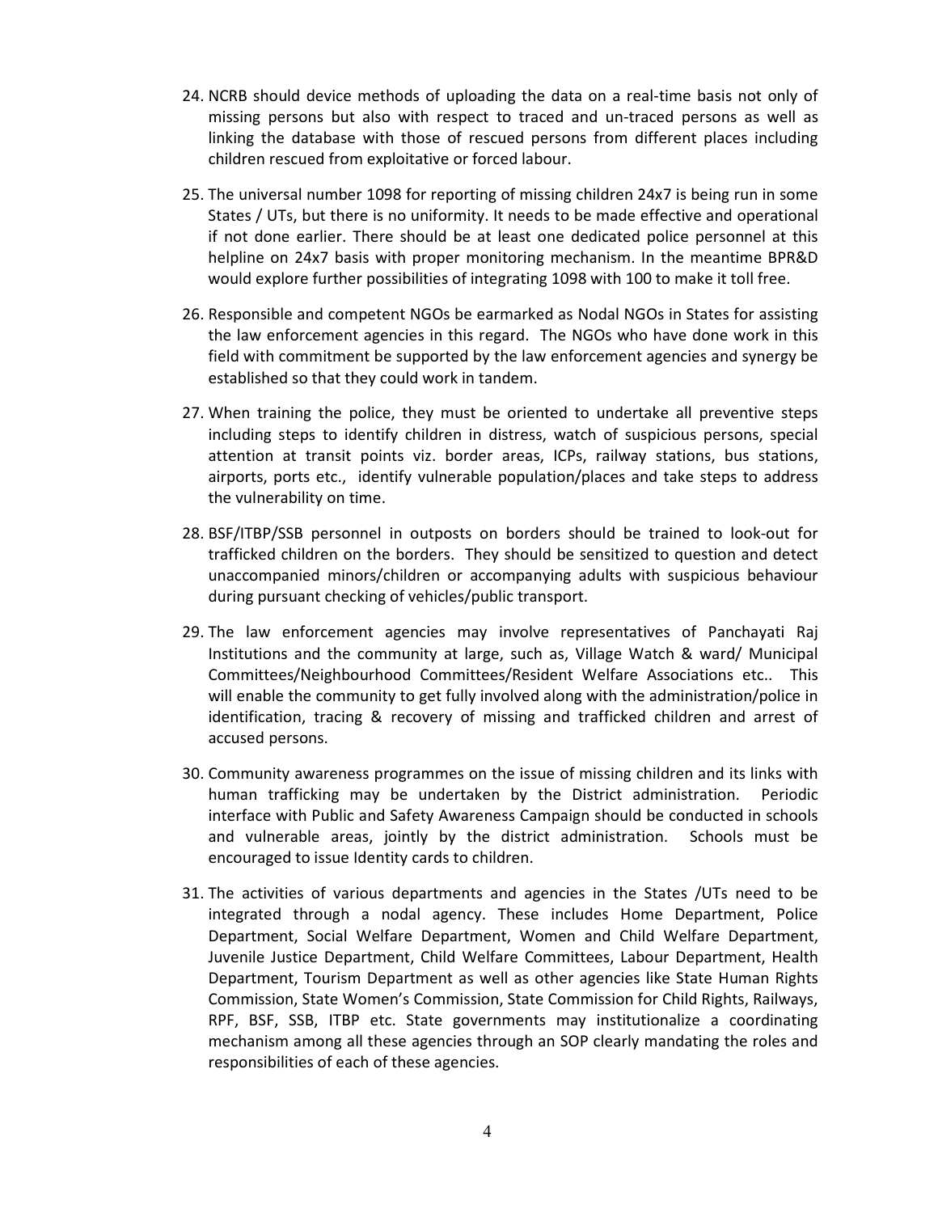24. NCRB should device methods of uploading the data on a real-time basis not only of missing persons but also with respect to traced and un-traced persons as well as linking the database with those of rescued persons from different places including children rescued from exploitative or forced labour.

25. The universal number 1098 for reporting of missing children 24x7 is being run in some States / UTs, but there is no uniformity. It needs to be made effective and operational if not done earlier. There should be at least one dedicated police personnel at this helpline on 24x7 basis with proper monitoring mechanism. In the meantime BPR&D would explore further possibilities of integrating 1098 with 100 to make it toll free.

26. Responsible and competent NGOs be earmarked as Nodal NGOs in States for assisting the law enforcement agencies in this regard. The NGOs who have done work in this field with commitment be supported by the law enforcement agencies and synergy be established so that they could work in tandem.

27. When training the police, they must be oriented to undertake all preventive steps including steps to identify children in distress, watch of suspicious persons, special attention at transit points viz. border areas, ICPs, railway stations, bus stations, airports, ports etc., identify vulnerable population/places and take steps to address the vulnerability on time.

28. BSF/ITBP/SSB personnel in outposts on borders should be trained to look-out for trafficked children on the borders. They should be sensitized to question and detect unaccompanied minors/children or accompanying adults with suspicious behaviour during pursuant checking of vehicles/public transport.

29. The law enforcement agencies may involve representatives of Panchayati Raj Institutions and the community at large, such as, Village Watch & ward/ Municipal Committees/Neighbourhood Committees/Resident Welfare Associations etc.. This will enable the community to get fully involved along with the administration/police in identification, tracing & recovery of missing and trafficked children and arrest of accused persons.

30. Community awareness programmes on the issue of missing children and its links with human trafficking may be undertaken by the District administration. Periodic interface with Public and Safety Awareness Campaign should be conducted in schools and vulnerable areas, jointly by the district administration. Schools must be encouraged to issue Identity cards to children.

31. The activities of various departments and agencies in the States /UTs need to be integrated through a nodal agency. These includes Home Department, Police Department, Social Welfare Department, Women and Child Welfare Department, Juvenile Justice Department, Child Welfare Committees, Labour Department, Health Department, Tourism Department as well as other agencies like State Human Rights Commission, State Women's Commission, State Commission for Child Rights, Railways, RPF, BSF, SSB, ITBP etc. State governments may institutionalize a coordinating mechanism among all these agencies through an SOP clearly mandating the roles and responsibilities of each of these agencies.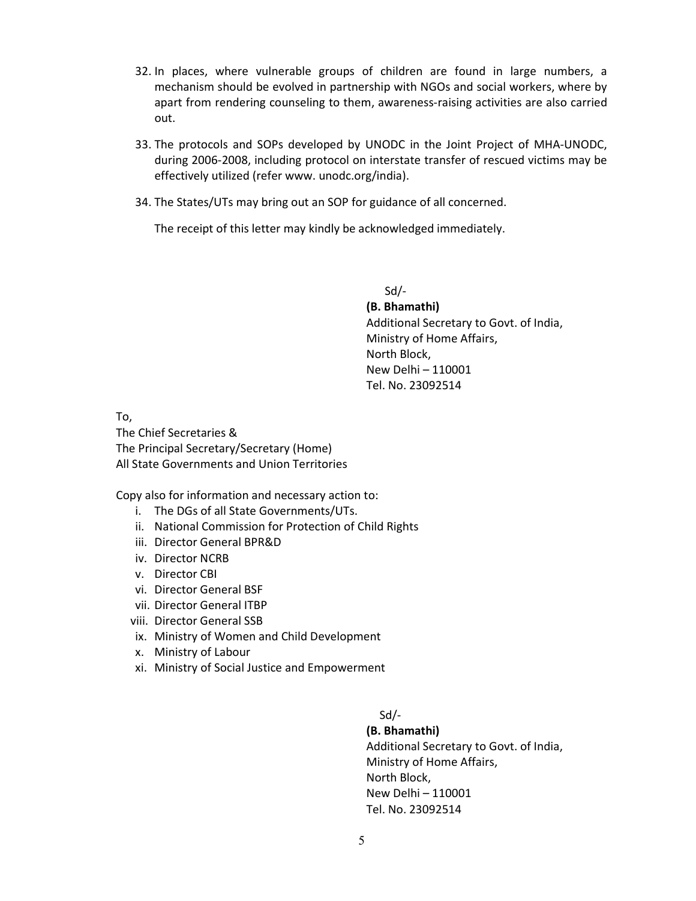32. In places, where vulnerable groups of children are found in large numbers, a mechanism should be evolved in partnership with NGOs and social workers, where by apart from rendering counseling to them, awareness-raising activities are also carried out.

33. The protocols and SOPs developed by UNODC in the Joint Project of MHA-UNODC, during 2006-2008, including protocol on interstate transfer of rescued victims may be effectively utilized (refer www. unodc.org/india).

34. The States/UTs may bring out an SOP for guidance of all concerned.

The receipt of this letter may kindly be acknowledged immediately.

Sd/-
**(B. Bhamathi)**
Additional Secretary to Govt. of India,
Ministry of Home Affairs,
North Block,
New Delhi – 110001
Tel. No. 23092514

To,
The Chief Secretaries &
The Principal Secretary/Secretary (Home)
All State Governments and Union Territories

Copy also for information and necessary action to:

i. The DGs of all State Governments/UTs.
ii. National Commission for Protection of Child Rights
iii. Director General BPR&D
iv. Director NCRB
v. Director CBI
vi. Director General BSF
vii. Director General ITBP
viii. Director General SSB
ix. Ministry of Women and Child Development
x. Ministry of Labour
xi. Ministry of Social Justice and Empowerment

Sd/-
**(B. Bhamathi)**
Additional Secretary to Govt. of India,
Ministry of Home Affairs,
North Block,
New Delhi – 110001
Tel. No. 23092514